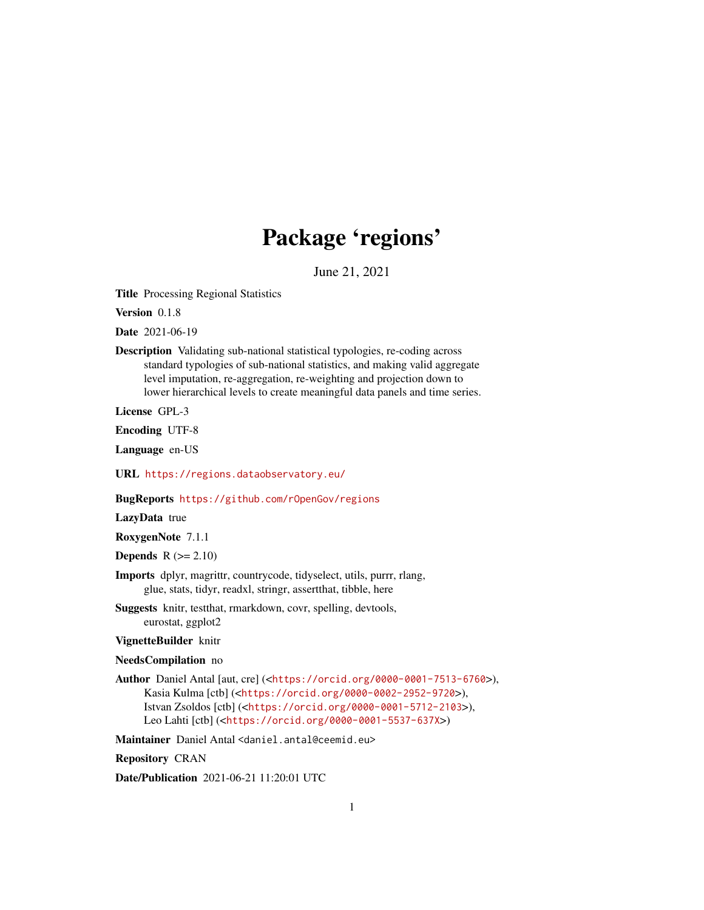# Package 'regions'

June 21, 2021

**Title** Processing Regional Statistics

**Version** 0.1.8

**Date** 2021-06-19

**Description** Validating sub-national statistical typologies, re-coding across standard typologies of sub-national statistics, and making valid aggregate level imputation, re-aggregation, re-weighting and projection down to lower hierarchical levels to create meaningful data panels and time series.

**License** GPL-3

**Encoding** UTF-8

**Language** en-US

**URL** https://regions.dataobservatory.eu/

**BugReports** https://github.com/rOpenGov/regions

**LazyData** true

**RoxygenNote** 7.1.1

**Depends** R (>= 2.10)

**Imports** dplyr, magrittr, countrycode, tidyselect, utils, purrr, rlang, glue, stats, tidyr, readxl, stringr, assertthat, tibble, here

**Suggests** knitr, testthat, rmarkdown, covr, spelling, devtools, eurostat, ggplot2

**VignetteBuilder** knitr

**NeedsCompilation** no

**Author** Daniel Antal [aut, cre] (<https://orcid.org/0000-0001-7513-6760>), Kasia Kulma [ctb] (<https://orcid.org/0000-0002-2952-9720>), Istvan Zsoldos [ctb] (<https://orcid.org/0000-0001-5712-2103>), Leo Lahti [ctb] (<https://orcid.org/0000-0001-5537-637X>)

**Maintainer** Daniel Antal <daniel.antal@ceemid.eu>

**Repository** CRAN

**Date/Publication** 2021-06-21 11:20:01 UTC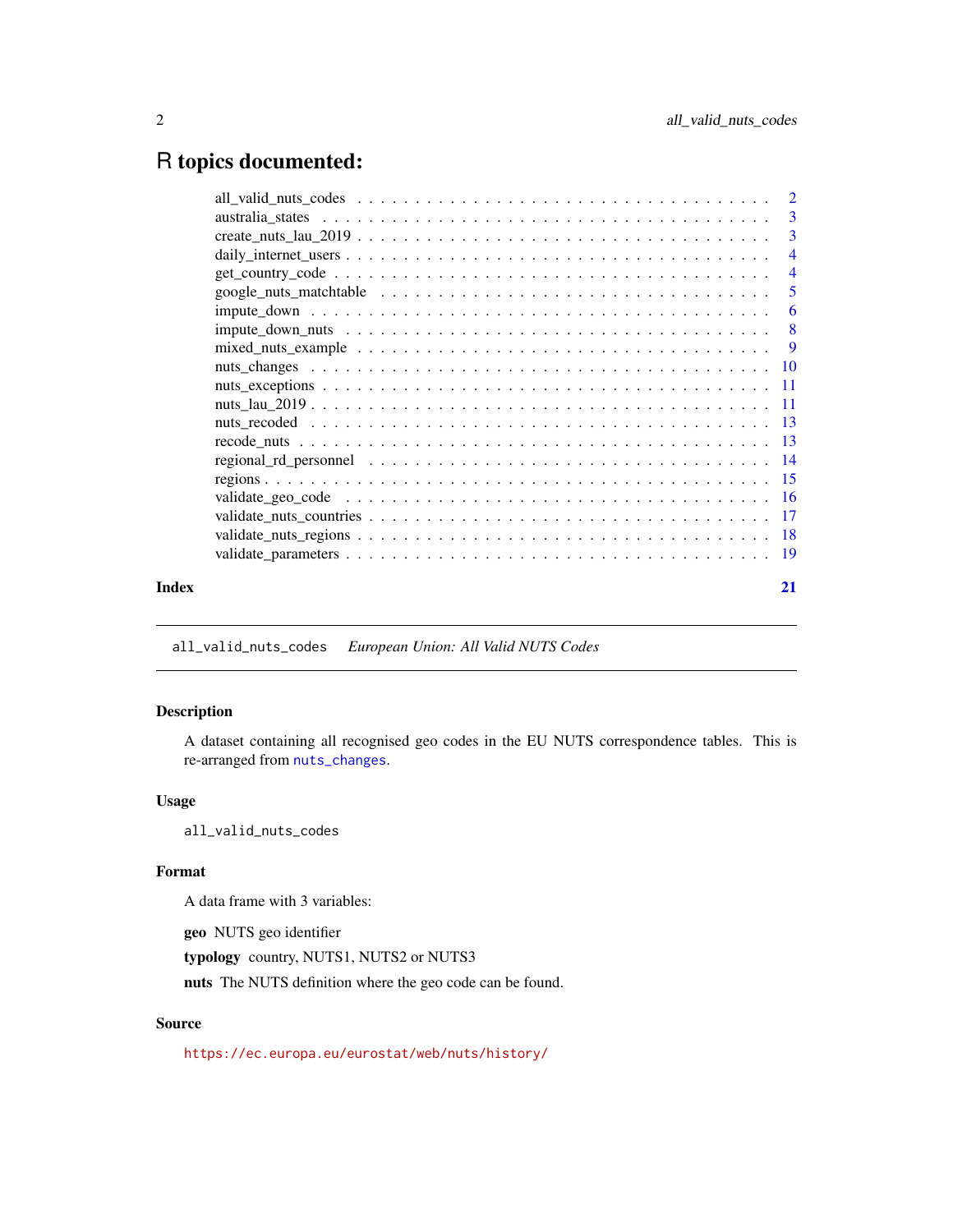# R topics documented:

| | |
|---|---|
| all_valid_nuts_codes | 2 |
| australia_states | 3 |
| create_nuts_lau_2019 | 3 |
| daily_internet_users | 4 |
| get_country_code | 4 |
| google_nuts_matchtable | 5 |
| impute_down | 6 |
| impute_down_nuts | 8 |
| mixed_nuts_example | 9 |
| nuts_changes | 10 |
| nuts_exceptions | 11 |
| nuts_lau_2019 | 11 |
| nuts_recoded | 13 |
| recode_nuts | 13 |
| regional_rd_personnel | 14 |
| regions | 15 |
| validate_geo_code | 16 |
| validate_nuts_countries | 17 |
| validate_nuts_regions | 18 |
| validate_parameters | 19 |
| **Index** | **21** |

---

## all_valid_nuts_codes — *European Union: All Valid NUTS Codes*

### Description

A dataset containing all recognised geo codes in the EU NUTS correspondence tables. This is re-arranged from `nuts_changes`.

### Usage

```
all_valid_nuts_codes
```

### Format

A data frame with 3 variables:

**geo** NUTS geo identifier

**typology** country, NUTS1, NUTS2 or NUTS3

**nuts** The NUTS definition where the geo code can be found.

### Source

https://ec.europa.eu/eurostat/web/nuts/history/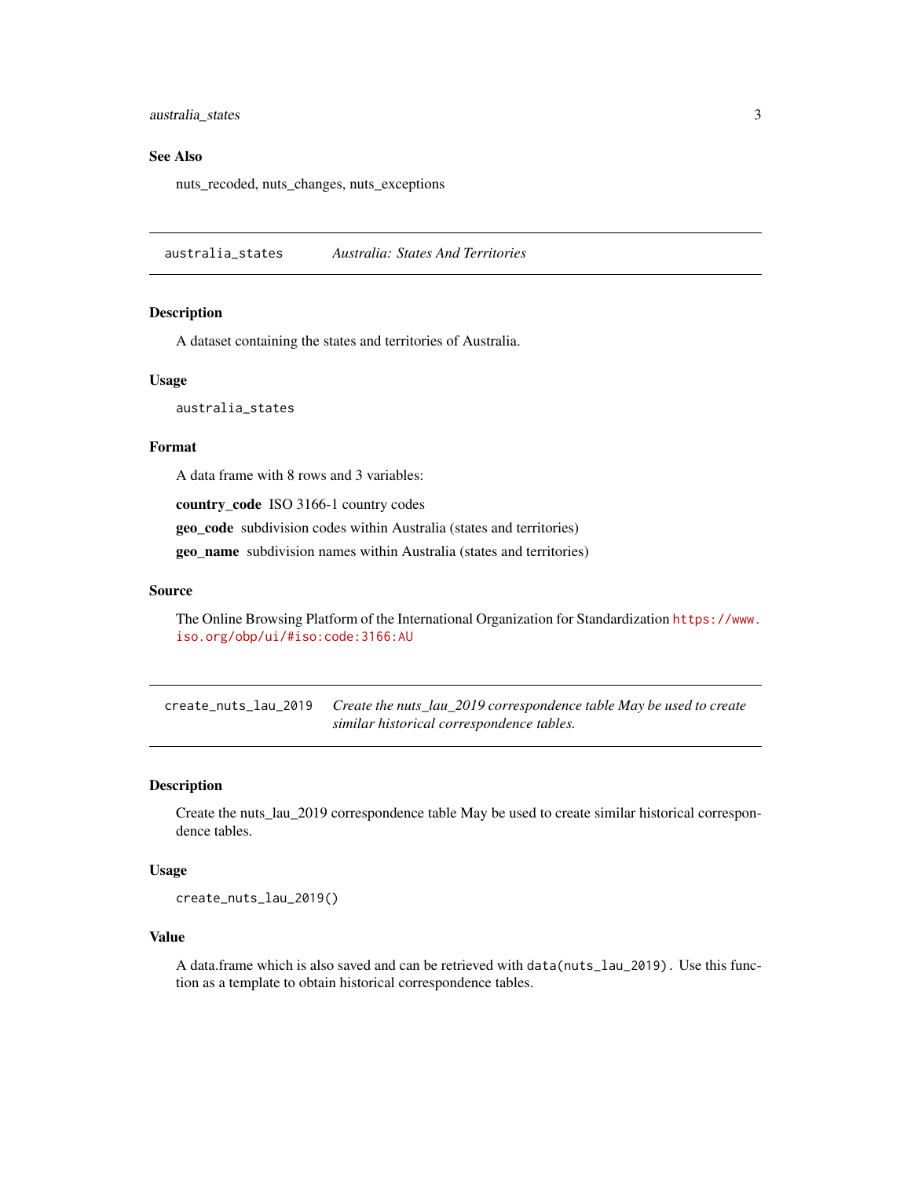### See Also

nuts_recoded, nuts_changes, nuts_exceptions

---

## australia_states — *Australia: States And Territories*

---

### Description

A dataset containing the states and territories of Australia.

### Usage

```
australia_states
```

### Format

A data frame with 8 rows and 3 variables:

**country_code** ISO 3166-1 country codes

**geo_code** subdivision codes within Australia (states and territories)

**geo_name** subdivision names within Australia (states and territories)

### Source

The Online Browsing Platform of the International Organization for Standardization https://www.iso.org/obp/ui/#iso:code:3166:AU

---

## create_nuts_lau_2019 — *Create the nuts_lau_2019 correspondence table May be used to create similar historical correspondence tables.*

---

### Description

Create the nuts_lau_2019 correspondence table May be used to create similar historical correspondence tables.

### Usage

```
create_nuts_lau_2019()
```

### Value

A data.frame which is also saved and can be retrieved with `data(nuts_lau_2019)`. Use this function as a template to obtain historical correspondence tables.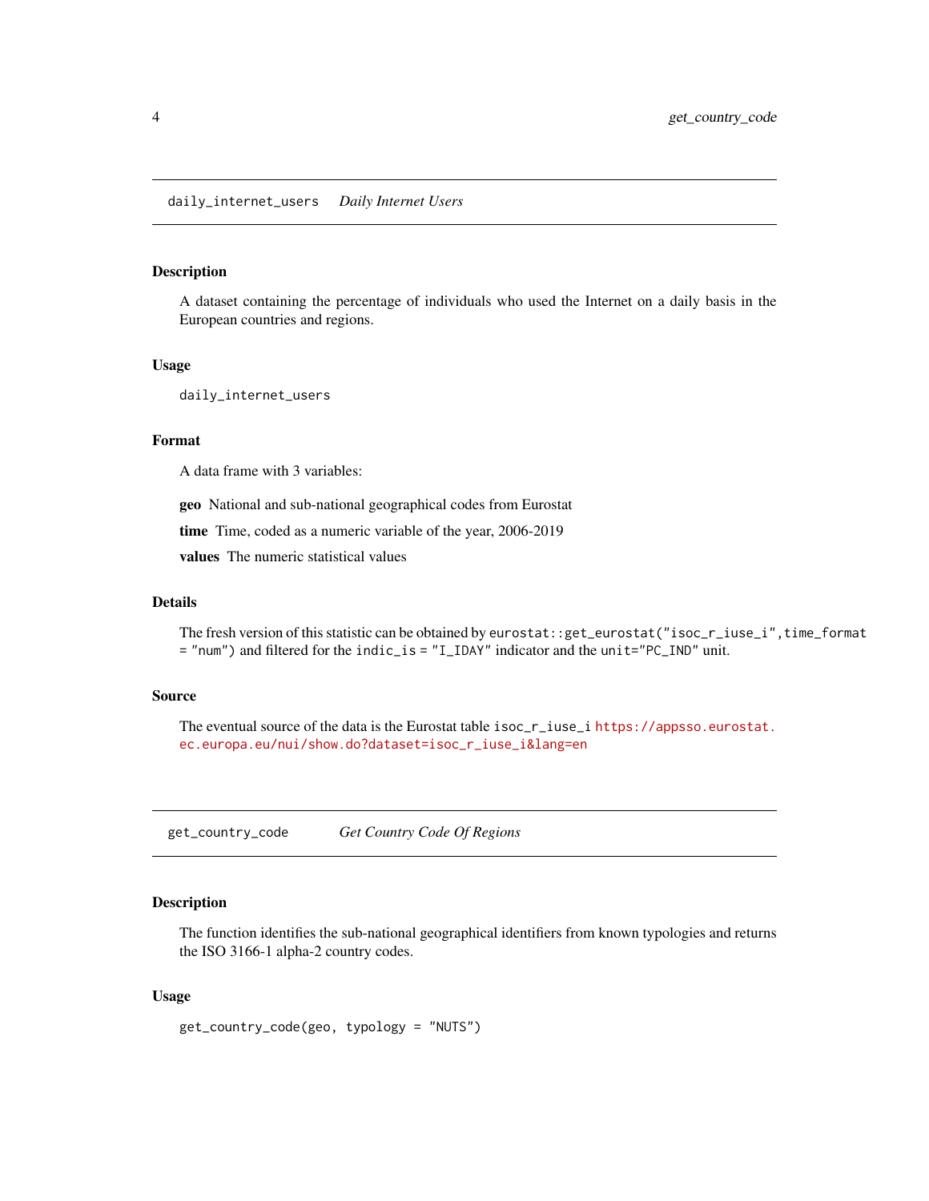## daily_internet_users *Daily Internet Users*

### Description

A dataset containing the percentage of individuals who used the Internet on a daily basis in the European countries and regions.

### Usage

```
daily_internet_users
```

### Format

A data frame with 3 variables:

**geo** National and sub-national geographical codes from Eurostat

**time** Time, coded as a numeric variable of the year, 2006-2019

**values** The numeric statistical values

### Details

The fresh version of this statistic can be obtained by `eurostat::get_eurostat("isoc_r_iuse_i",time_format = "num")` and filtered for the `indic_is = "I_IDAY"` indicator and the `unit="PC_IND"` unit.

### Source

The eventual source of the data is the Eurostat table `isoc_r_iuse_i` https://appsso.eurostat.ec.europa.eu/nui/show.do?dataset=isoc_r_iuse_i&lang=en

## get_country_code *Get Country Code Of Regions*

### Description

The function identifies the sub-national geographical identifiers from known typologies and returns the ISO 3166-1 alpha-2 country codes.

### Usage

```
get_country_code(geo, typology = "NUTS")
```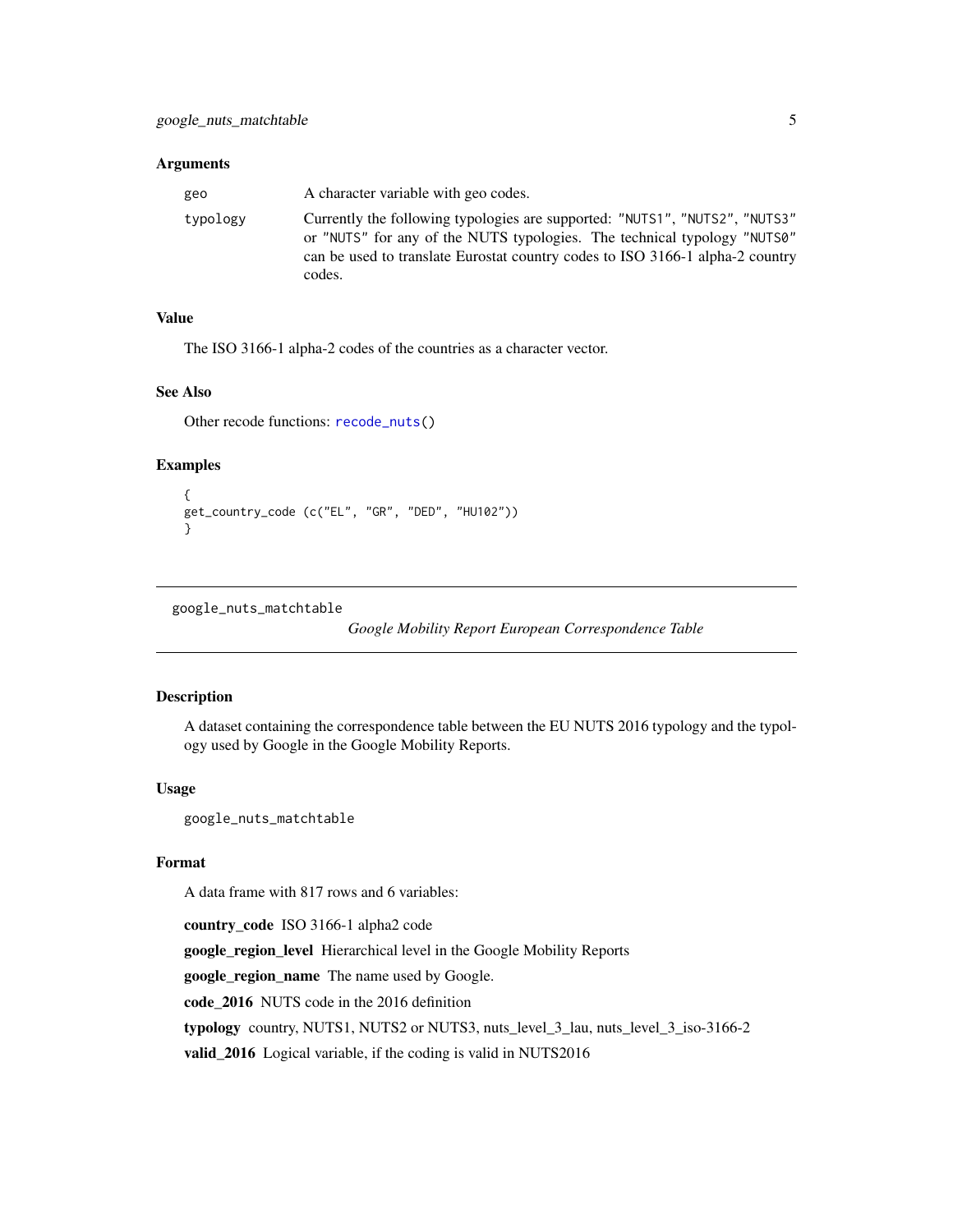### Arguments

geo — A character variable with geo codes.

typology — Currently the following typologies are supported: "NUTS1", "NUTS2", "NUTS3" or "NUTS" for any of the NUTS typologies. The technical typology "NUTS0" can be used to translate Eurostat country codes to ISO 3166-1 alpha-2 country codes.

### Value

The ISO 3166-1 alpha-2 codes of the countries as a character vector.

### See Also

Other recode functions: `recode_nuts()`

### Examples

```
{
get_country_code (c("EL", "GR", "DED", "HU102"))
}
```

---

## google_nuts_matchtable — *Google Mobility Report European Correspondence Table*

---

### Description

A dataset containing the correspondence table between the EU NUTS 2016 typology and the typology used by Google in the Google Mobility Reports.

### Usage

```
google_nuts_matchtable
```

### Format

A data frame with 817 rows and 6 variables:

**country_code** ISO 3166-1 alpha2 code

**google_region_level** Hierarchical level in the Google Mobility Reports

**google_region_name** The name used by Google.

**code_2016** NUTS code in the 2016 definition

**typology** country, NUTS1, NUTS2 or NUTS3, nuts_level_3_lau, nuts_level_3_iso-3166-2

**valid_2016** Logical variable, if the coding is valid in NUTS2016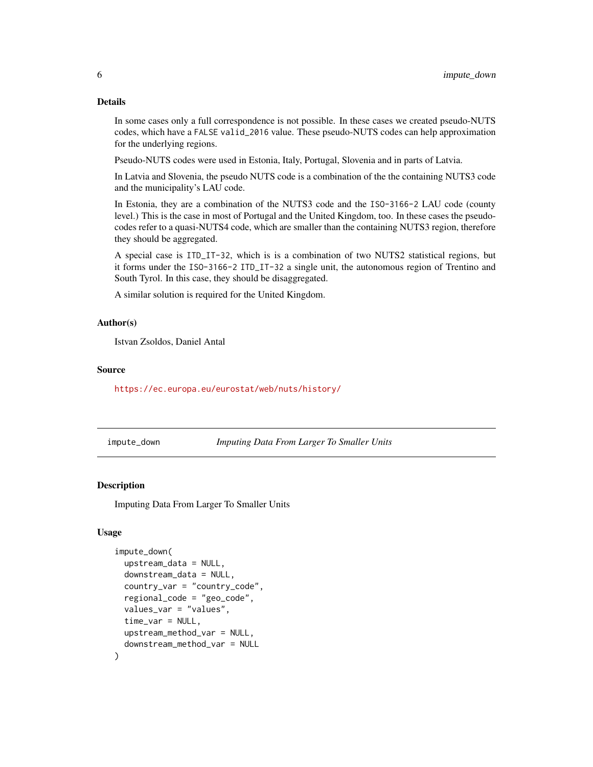### Details

In some cases only a full correspondence is not possible. In these cases we created pseudo-NUTS codes, which have a `FALSE` `valid_2016` value. These pseudo-NUTS codes can help approximation for the underlying regions.

Pseudo-NUTS codes were used in Estonia, Italy, Portugal, Slovenia and in parts of Latvia.

In Latvia and Slovenia, the pseudo NUTS code is a combination of the the containing NUTS3 code and the municipality's LAU code.

In Estonia, they are a combination of the NUTS3 code and the `ISO-3166-2` LAU code (county level.) This is the case in most of Portugal and the United Kingdom, too. In these cases the pseudo-codes refer to a quasi-NUTS4 code, which are smaller than the containing NUTS3 region, therefore they should be aggregated.

A special case is `ITD_IT-32`, which is is a combination of two NUTS2 statistical regions, but it forms under the `ISO-3166-2` `ITD_IT-32` a single unit, the autonomous region of Trentino and South Tyrol. In this case, they should be disaggregated.

A similar solution is required for the United Kingdom.

### Author(s)

Istvan Zsoldos, Daniel Antal

### Source

https://ec.europa.eu/eurostat/web/nuts/history/

---

## impute_down — *Imputing Data From Larger To Smaller Units*

### Description

Imputing Data From Larger To Smaller Units

### Usage

```
impute_down(
  upstream_data = NULL,
  downstream_data = NULL,
  country_var = "country_code",
  regional_code = "geo_code",
  values_var = "values",
  time_var = NULL,
  upstream_method_var = NULL,
  downstream_method_var = NULL
)
```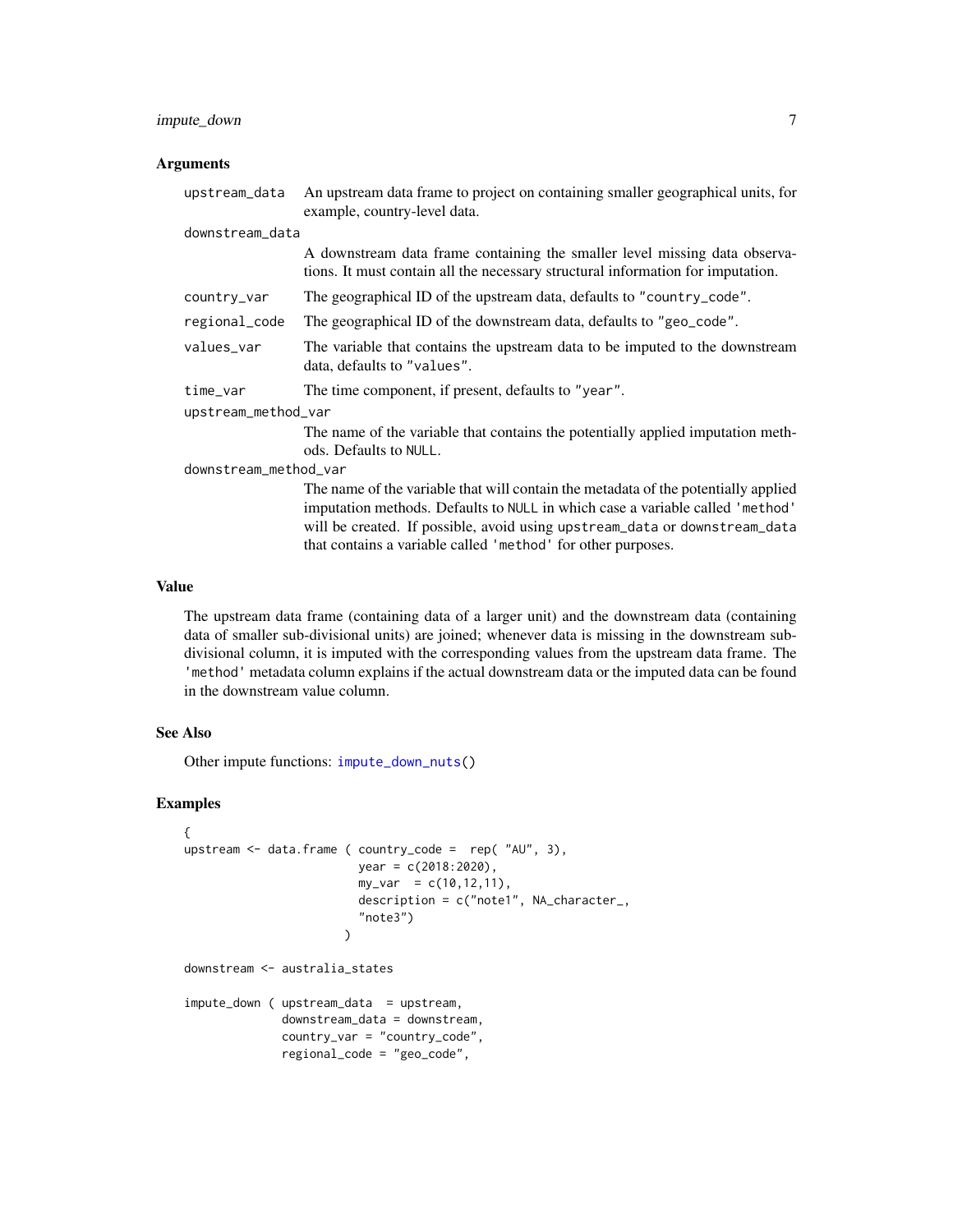### Arguments

- `upstream_data` — An upstream data frame to project on containing smaller geographical units, for example, country-level data.
- `downstream_data` — A downstream data frame containing the smaller level missing data observations. It must contain all the necessary structural information for imputation.
- `country_var` — The geographical ID of the upstream data, defaults to `"country_code"`.
- `regional_code` — The geographical ID of the downstream data, defaults to `"geo_code"`.
- `values_var` — The variable that contains the upstream data to be imputed to the downstream data, defaults to `"values"`.
- `time_var` — The time component, if present, defaults to `"year"`.
- `upstream_method_var` — The name of the variable that contains the potentially applied imputation methods. Defaults to `NULL`.
- `downstream_method_var` — The name of the variable that will contain the metadata of the potentially applied imputation methods. Defaults to `NULL` in which case a variable called `'method'` will be created. If possible, avoid using `upstream_data` or `downstream_data` that contains a variable called `'method'` for other purposes.

### Value

The upstream data frame (containing data of a larger unit) and the downstream data (containing data of smaller sub-divisional units) are joined; whenever data is missing in the downstream sub-divisional column, it is imputed with the corresponding values from the upstream data frame. The `'method'` metadata column explains if the actual downstream data or the imputed data can be found in the downstream value column.

### See Also

Other impute functions: `impute_down_nuts()`

### Examples

```
{
upstream <- data.frame ( country_code =  rep( "AU", 3),
                         year = c(2018:2020),
                         my_var  = c(10,12,11),
                         description = c("note1", NA_character_,
                         "note3")
                       )

downstream <- australia_states

impute_down ( upstream_data  = upstream,
              downstream_data = downstream,
              country_var = "country_code",
              regional_code = "geo_code",
```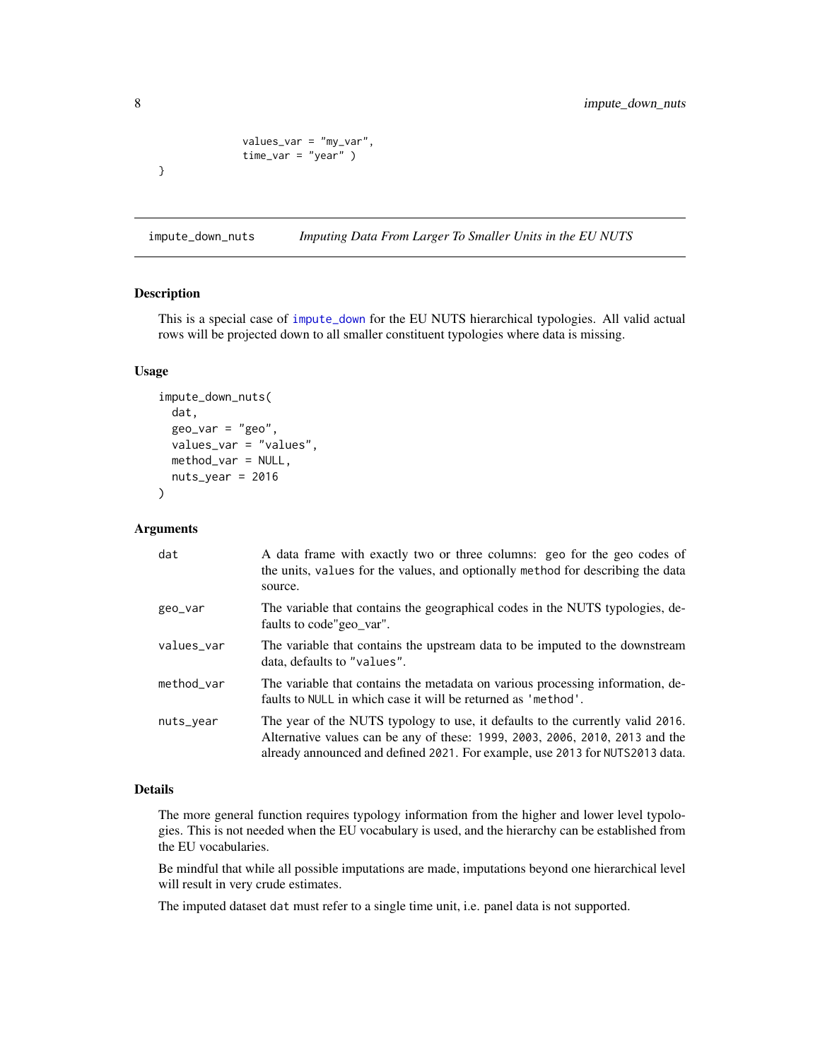```
              values_var = "my_var",
              time_var = "year" )
}
```

## impute_down_nuts — *Imputing Data From Larger To Smaller Units in the EU NUTS*

### Description

This is a special case of impute_down for the EU NUTS hierarchical typologies. All valid actual rows will be projected down to all smaller constituent typologies where data is missing.

### Usage

```
impute_down_nuts(
  dat,
  geo_var = "geo",
  values_var = "values",
  method_var = NULL,
  nuts_year = 2016
)
```

### Arguments

| | |
|---|---|
| dat | A data frame with exactly two or three columns: geo for the geo codes of the units, values for the values, and optionally method for describing the data source. |
| geo_var | The variable that contains the geographical codes in the NUTS typologies, defaults to code"geo_var". |
| values_var | The variable that contains the upstream data to be imputed to the downstream data, defaults to "values". |
| method_var | The variable that contains the metadata on various processing information, defaults to NULL in which case it will be returned as 'method'. |
| nuts_year | The year of the NUTS typology to use, it defaults to the currently valid 2016. Alternative values can be any of these: 1999, 2003, 2006, 2010, 2013 and the already announced and defined 2021. For example, use 2013 for NUTS2013 data. |

### Details

The more general function requires typology information from the higher and lower level typologies. This is not needed when the EU vocabulary is used, and the hierarchy can be established from the EU vocabularies.

Be mindful that while all possible imputations are made, imputations beyond one hierarchical level will result in very crude estimates.

The imputed dataset dat must refer to a single time unit, i.e. panel data is not supported.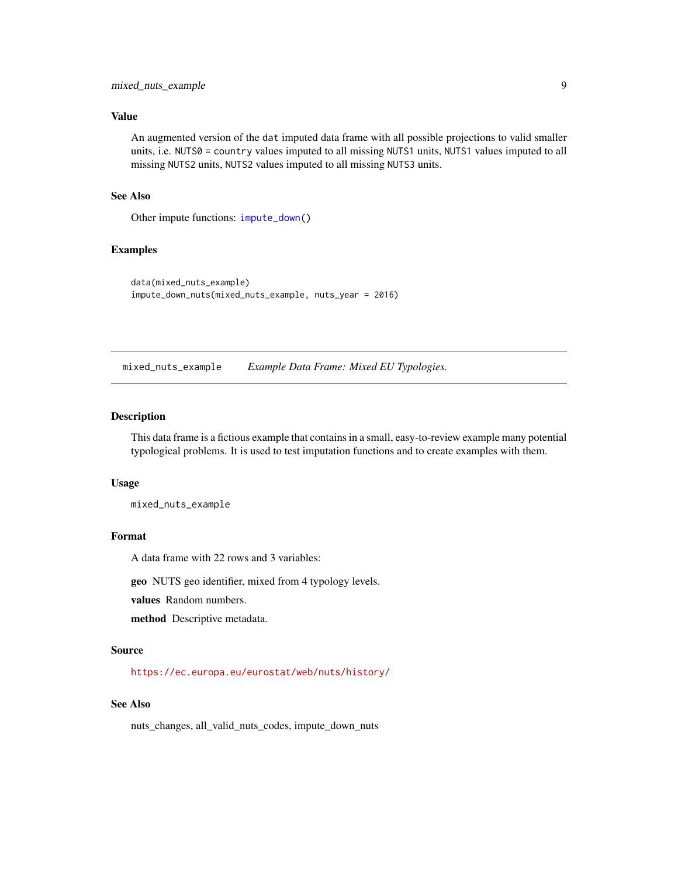### Value

An augmented version of the `dat` imputed data frame with all possible projections to valid smaller units, i.e. `NUTS0` = `country` values imputed to all missing `NUTS1` units, `NUTS1` values imputed to all missing `NUTS2` units, `NUTS2` values imputed to all missing `NUTS3` units.

### See Also

Other impute functions: `impute_down()`

### Examples

```
data(mixed_nuts_example)
impute_down_nuts(mixed_nuts_example, nuts_year = 2016)
```

---

## mixed_nuts_example *Example Data Frame: Mixed EU Typologies.*

---

### Description

This data frame is a fictious example that contains in a small, easy-to-review example many potential typological problems. It is used to test imputation functions and to create examples with them.

### Usage

```
mixed_nuts_example
```

### Format

A data frame with 22 rows and 3 variables:

**geo** NUTS geo identifier, mixed from 4 typology levels.

**values** Random numbers.

**method** Descriptive metadata.

### Source

https://ec.europa.eu/eurostat/web/nuts/history/

### See Also

nuts_changes, all_valid_nuts_codes, impute_down_nuts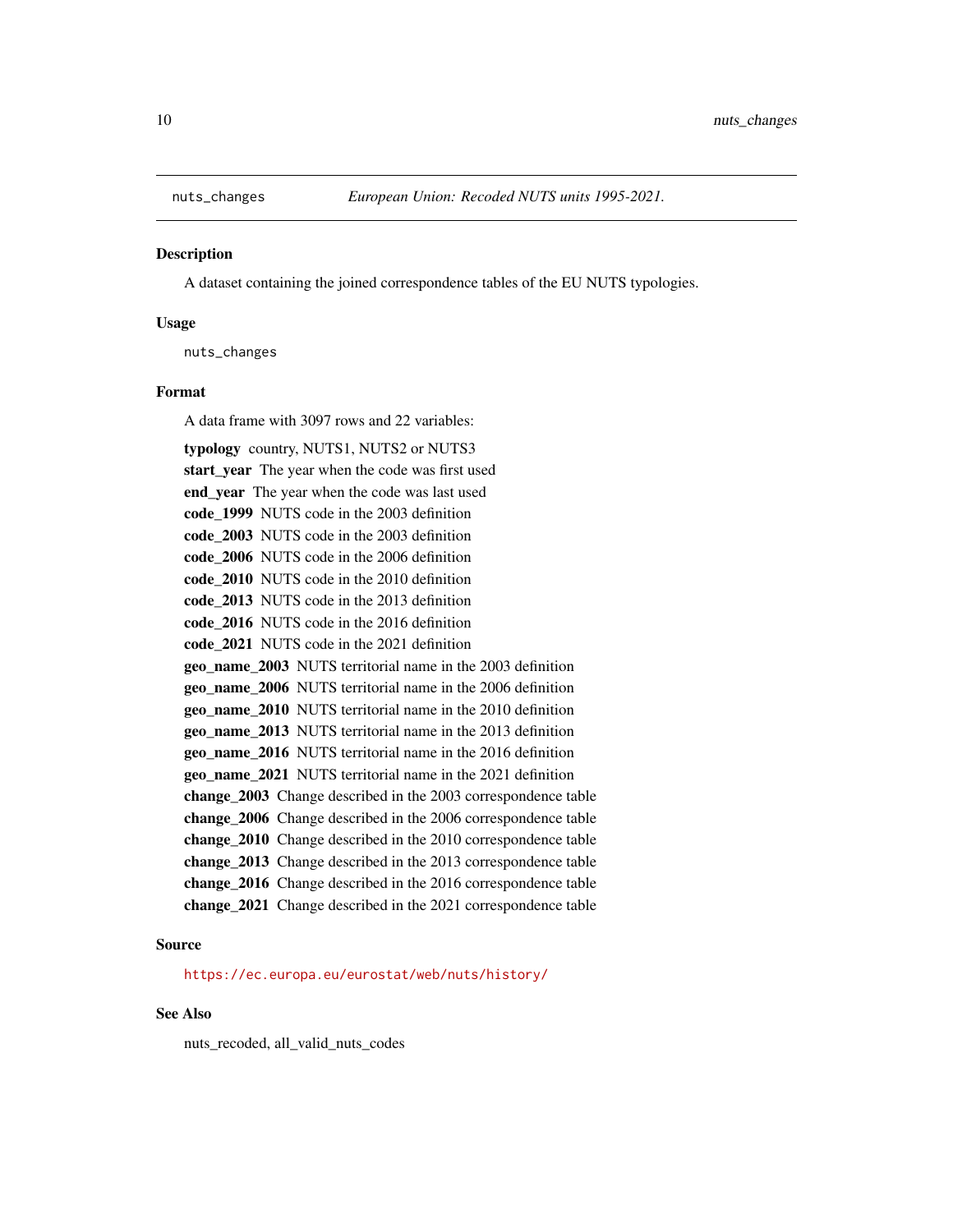`nuts_changes` *European Union: Recoded NUTS units 1995-2021.*

## Description

A dataset containing the joined correspondence tables of the EU NUTS typologies.

## Usage

```
nuts_changes
```

## Format

A data frame with 3097 rows and 22 variables:

**typology** country, NUTS1, NUTS2 or NUTS3
**start_year** The year when the code was first used
**end_year** The year when the code was last used
**code_1999** NUTS code in the 2003 definition
**code_2003** NUTS code in the 2003 definition
**code_2006** NUTS code in the 2006 definition
**code_2010** NUTS code in the 2010 definition
**code_2013** NUTS code in the 2013 definition
**code_2016** NUTS code in the 2016 definition
**code_2021** NUTS code in the 2021 definition
**geo_name_2003** NUTS territorial name in the 2003 definition
**geo_name_2006** NUTS territorial name in the 2006 definition
**geo_name_2010** NUTS territorial name in the 2010 definition
**geo_name_2013** NUTS territorial name in the 2013 definition
**geo_name_2016** NUTS territorial name in the 2016 definition
**geo_name_2021** NUTS territorial name in the 2021 definition
**change_2003** Change described in the 2003 correspondence table
**change_2006** Change described in the 2006 correspondence table
**change_2010** Change described in the 2010 correspondence table
**change_2013** Change described in the 2013 correspondence table
**change_2016** Change described in the 2016 correspondence table
**change_2021** Change described in the 2021 correspondence table

## Source

https://ec.europa.eu/eurostat/web/nuts/history/

## See Also

nuts_recoded, all_valid_nuts_codes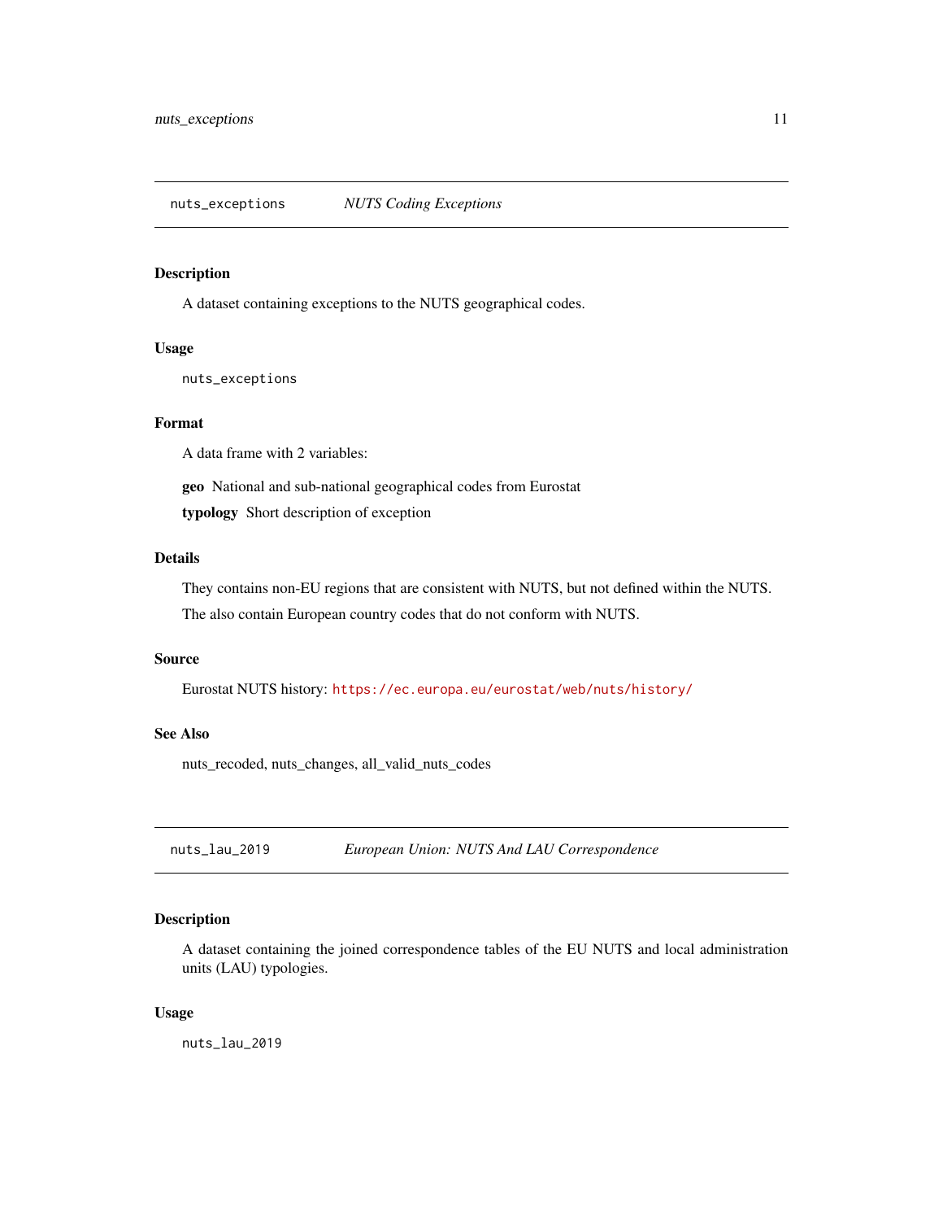## nuts_exceptions *NUTS Coding Exceptions*

### Description

A dataset containing exceptions to the NUTS geographical codes.

### Usage

```
nuts_exceptions
```

### Format

A data frame with 2 variables:

**geo** National and sub-national geographical codes from Eurostat

**typology** Short description of exception

### Details

They contains non-EU regions that are consistent with NUTS, but not defined within the NUTS.

The also contain European country codes that do not conform with NUTS.

### Source

Eurostat NUTS history: https://ec.europa.eu/eurostat/web/nuts/history/

### See Also

nuts_recoded, nuts_changes, all_valid_nuts_codes

## nuts_lau_2019 *European Union: NUTS And LAU Correspondence*

### Description

A dataset containing the joined correspondence tables of the EU NUTS and local administration units (LAU) typologies.

### Usage

```
nuts_lau_2019
```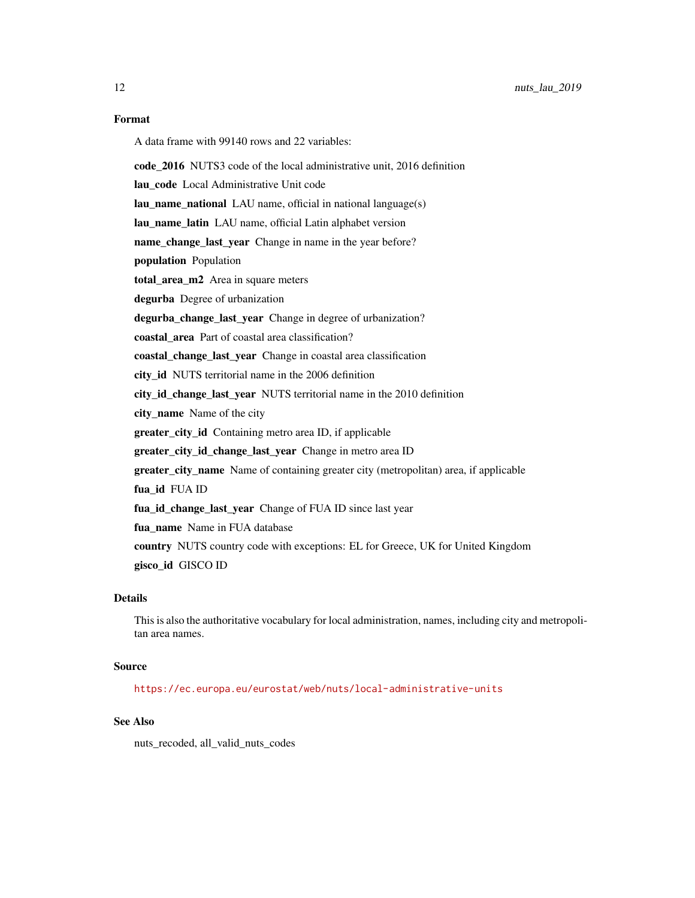### Format

A data frame with 99140 rows and 22 variables:

- **code_2016** NUTS3 code of the local administrative unit, 2016 definition
- **lau_code** Local Administrative Unit code
- **lau_name_national** LAU name, official in national language(s)
- **lau_name_latin** LAU name, official Latin alphabet version
- **name_change_last_year** Change in name in the year before?
- **population** Population
- **total_area_m2** Area in square meters
- **degurba** Degree of urbanization
- **degurba_change_last_year** Change in degree of urbanization?
- **coastal_area** Part of coastal area classification?
- **coastal_change_last_year** Change in coastal area classification
- **city_id** NUTS territorial name in the 2006 definition
- **city_id_change_last_year** NUTS territorial name in the 2010 definition
- **city_name** Name of the city
- **greater_city_id** Containing metro area ID, if applicable
- **greater_city_id_change_last_year** Change in metro area ID
- **greater_city_name** Name of containing greater city (metropolitan) area, if applicable
- **fua_id** FUA ID
- **fua_id_change_last_year** Change of FUA ID since last year
- **fua_name** Name in FUA database
- **country** NUTS country code with exceptions: EL for Greece, UK for United Kingdom
- **gisco_id** GISCO ID

### Details

This is also the authoritative vocabulary for local administration, names, including city and metropolitan area names.

### Source

https://ec.europa.eu/eurostat/web/nuts/local-administrative-units

### See Also

nuts_recoded, all_valid_nuts_codes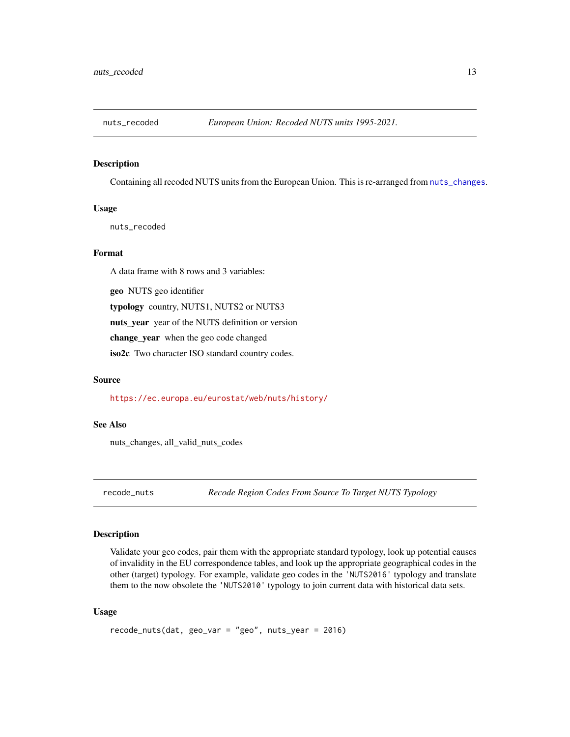## nuts_recoded — *European Union: Recoded NUTS units 1995-2021.*

### Description

Containing all recoded NUTS units from the European Union. This is re-arranged from `nuts_changes`.

### Usage

```
nuts_recoded
```

### Format

A data frame with 8 rows and 3 variables:

**geo** NUTS geo identifier

**typology** country, NUTS1, NUTS2 or NUTS3

**nuts_year** year of the NUTS definition or version

**change_year** when the geo code changed

**iso2c** Two character ISO standard country codes.

### Source

https://ec.europa.eu/eurostat/web/nuts/history/

### See Also

nuts_changes, all_valid_nuts_codes

## recode_nuts — *Recode Region Codes From Source To Target NUTS Typology*

### Description

Validate your geo codes, pair them with the appropriate standard typology, look up potential causes of invalidity in the EU correspondence tables, and look up the appropriate geographical codes in the other (target) typology. For example, validate geo codes in the `'NUTS2016'` typology and translate them to the now obsolete the `'NUTS2010'` typology to join current data with historical data sets.

### Usage

```
recode_nuts(dat, geo_var = "geo", nuts_year = 2016)
```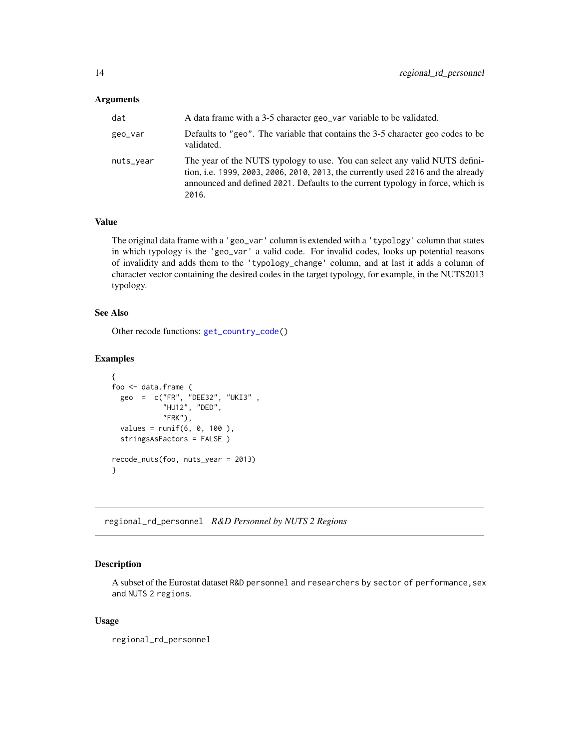### Arguments

| | |
|---|---|
| dat | A data frame with a 3-5 character geo_var variable to be validated. |
| geo_var | Defaults to "geo". The variable that contains the 3-5 character geo codes to be validated. |
| nuts_year | The year of the NUTS typology to use. You can select any valid NUTS definition, i.e. 1999, 2003, 2006, 2010, 2013, the currently used 2016 and the already announced and defined 2021. Defaults to the current typology in force, which is 2016. |

### Value

The original data frame with a 'geo_var' column is extended with a 'typology' column that states in which typology is the 'geo_var' a valid code. For invalid codes, looks up potential reasons of invalidity and adds them to the 'typology_change' column, and at last it adds a column of character vector containing the desired codes in the target typology, for example, in the NUTS2013 typology.

### See Also

Other recode functions: get_country_code()

### Examples

```
{
foo <- data.frame (
  geo  =  c("FR", "DEE32", "UKI3" ,
            "HU12", "DED",
            "FRK"),
  values = runif(6, 0, 100 ),
  stringsAsFactors = FALSE )

recode_nuts(foo, nuts_year = 2013)
}
```

---

## regional_rd_personnel *R&D Personnel by NUTS 2 Regions*

### Description

A subset of the Eurostat dataset R&D personnel and researchers by sector of performance, sex and NUTS 2 regions.

### Usage

```
regional_rd_personnel
```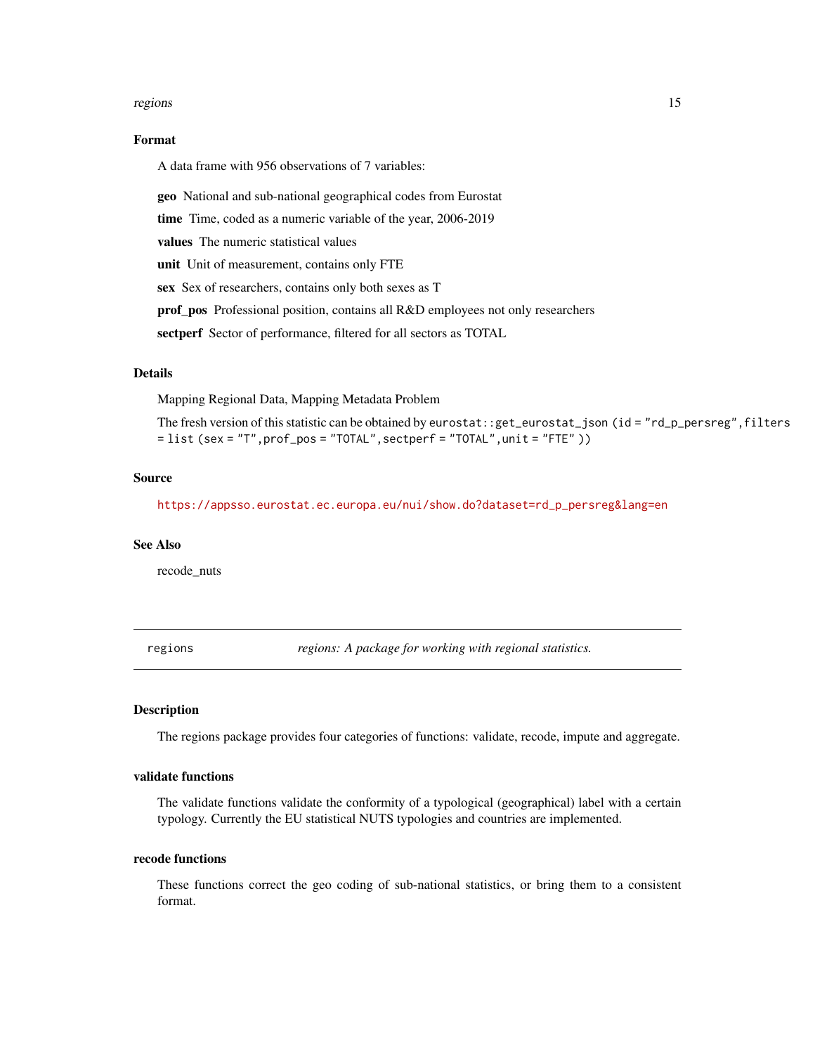## Format

A data frame with 956 observations of 7 variables:

**geo** National and sub-national geographical codes from Eurostat

**time** Time, coded as a numeric variable of the year, 2006-2019

**values** The numeric statistical values

**unit** Unit of measurement, contains only FTE

**sex** Sex of researchers, contains only both sexes as T

**prof_pos** Professional position, contains all R&D employees not only researchers

**sectperf** Sector of performance, filtered for all sectors as TOTAL

## Details

Mapping Regional Data, Mapping Metadata Problem

The fresh version of this statistic can be obtained by `eurostat::get_eurostat_json (id = "rd_p_persreg",filters = list (sex = "T",prof_pos = "TOTAL",sectperf = "TOTAL",unit = "FTE" ))`

## Source

https://appsso.eurostat.ec.europa.eu/nui/show.do?dataset=rd_p_persreg&lang=en

## See Also

recode_nuts

---

`regions` *regions: A package for working with regional statistics.*

---

## Description

The regions package provides four categories of functions: validate, recode, impute and aggregate.

## validate functions

The validate functions validate the conformity of a typological (geographical) label with a certain typology. Currently the EU statistical NUTS typologies and countries are implemented.

## recode functions

These functions correct the geo coding of sub-national statistics, or bring them to a consistent format.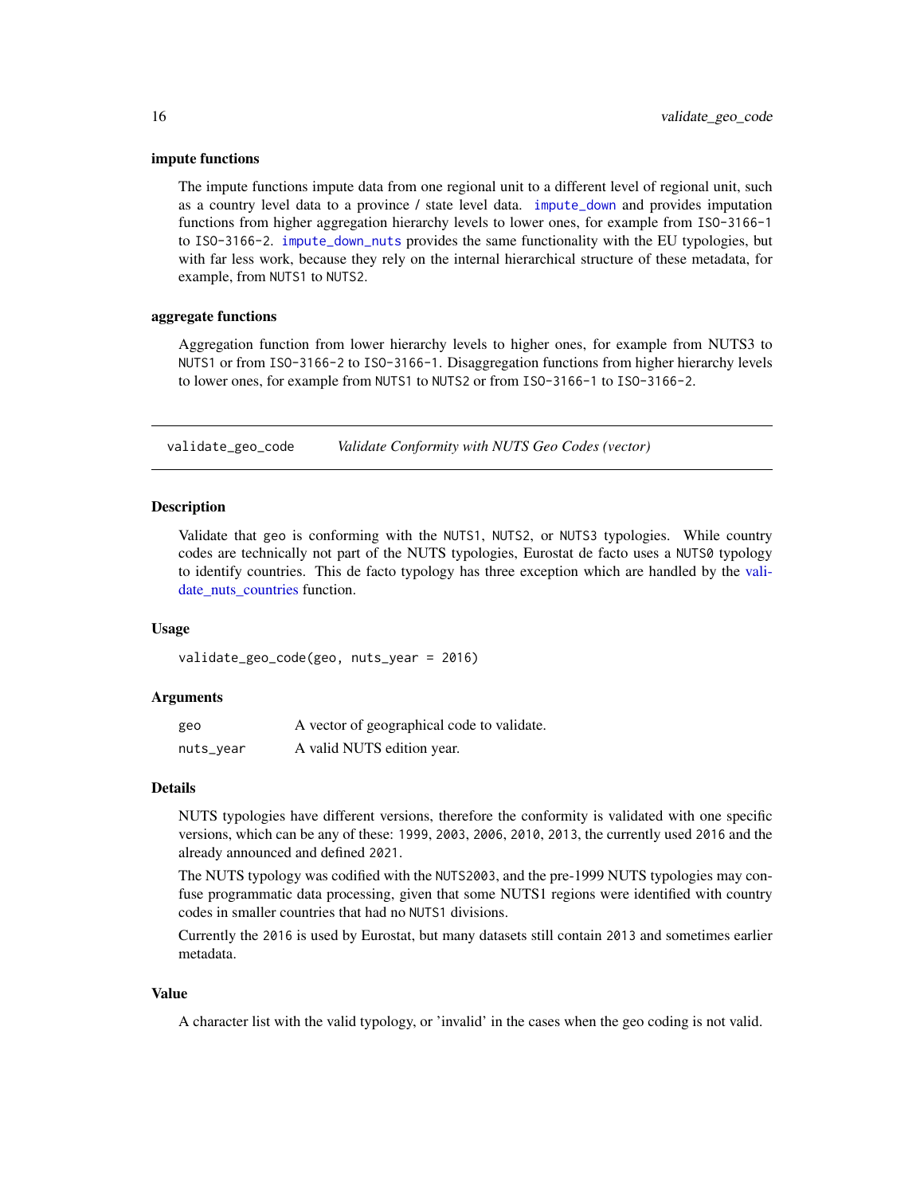### impute functions

The impute functions impute data from one regional unit to a different level of regional unit, such as a country level data to a province / state level data. `impute_down` and provides imputation functions from higher aggregation hierarchy levels to lower ones, for example from `ISO-3166-1` to `ISO-3166-2`. `impute_down_nuts` provides the same functionality with the EU typologies, but with far less work, because they rely on the internal hierarchical structure of these metadata, for example, from `NUTS1` to `NUTS2`.

### aggregate functions

Aggregation function from lower hierarchy levels to higher ones, for example from NUTS3 to `NUTS1` or from `ISO-3166-2` to `ISO-3166-1`. Disaggregation functions from higher hierarchy levels to lower ones, for example from `NUTS1` to `NUTS2` or from `ISO-3166-1` to `ISO-3166-2`.

---

## validate_geo_code — *Validate Conformity with NUTS Geo Codes (vector)*

---

### Description

Validate that geo is conforming with the `NUTS1`, `NUTS2`, or `NUTS3` typologies. While country codes are technically not part of the NUTS typologies, Eurostat de facto uses a `NUTS0` typology to identify countries. This de facto typology has three exception which are handled by the validate_nuts_countries function.

### Usage

```
validate_geo_code(geo, nuts_year = 2016)
```

### Arguments

| | |
|---|---|
| `geo` | A vector of geographical code to validate. |
| `nuts_year` | A valid NUTS edition year. |

### Details

NUTS typologies have different versions, therefore the conformity is validated with one specific versions, which can be any of these: `1999`, `2003`, `2006`, `2010`, `2013`, the currently used `2016` and the already announced and defined `2021`.

The NUTS typology was codified with the `NUTS2003`, and the pre-1999 NUTS typologies may confuse programmatic data processing, given that some NUTS1 regions were identified with country codes in smaller countries that had no `NUTS1` divisions.

Currently the `2016` is used by Eurostat, but many datasets still contain `2013` and sometimes earlier metadata.

### Value

A character list with the valid typology, or 'invalid' in the cases when the geo coding is not valid.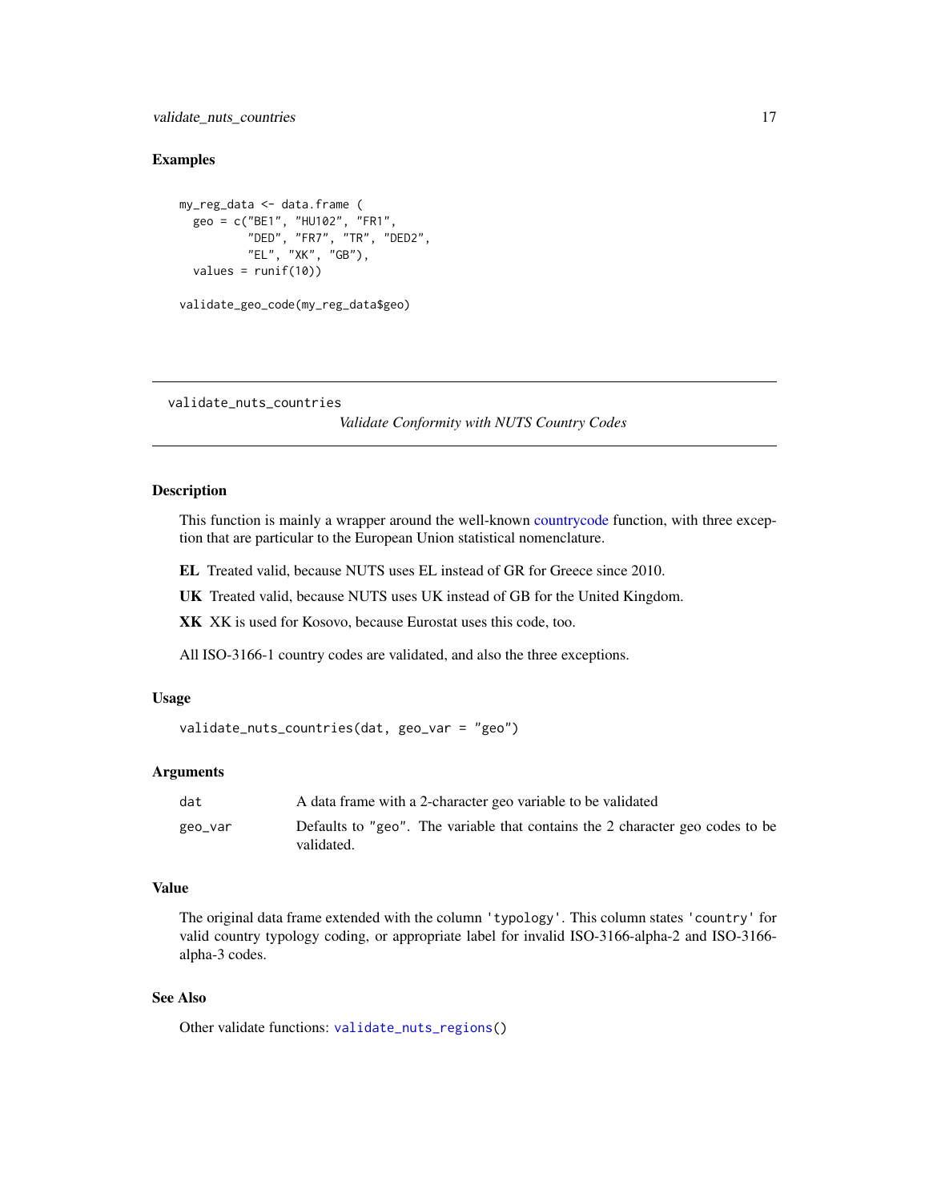## Examples

```
my_reg_data <- data.frame (
  geo = c("BE1", "HU102", "FR1",
          "DED", "FR7", "TR", "DED2",
          "EL", "XK", "GB"),
  values = runif(10))

validate_geo_code(my_reg_data$geo)
```

---

`validate_nuts_countries` *Validate Conformity with NUTS Country Codes*

---

## Description

This function is mainly a wrapper around the well-known countrycode function, with three exception that are particular to the European Union statistical nomenclature.

**EL** Treated valid, because NUTS uses EL instead of GR for Greece since 2010.

**UK** Treated valid, because NUTS uses UK instead of GB for the United Kingdom.

**XK** XK is used for Kosovo, because Eurostat uses this code, too.

All ISO-3166-1 country codes are validated, and also the three exceptions.

## Usage

```
validate_nuts_countries(dat, geo_var = "geo")
```

## Arguments

| | |
|---|---|
| `dat` | A data frame with a 2-character geo variable to be validated |
| `geo_var` | Defaults to `"geo"`. The variable that contains the 2 character geo codes to be validated. |

## Value

The original data frame extended with the column `'typology'`. This column states `'country'` for valid country typology coding, or appropriate label for invalid ISO-3166-alpha-2 and ISO-3166-alpha-3 codes.

## See Also

Other validate functions: `validate_nuts_regions()`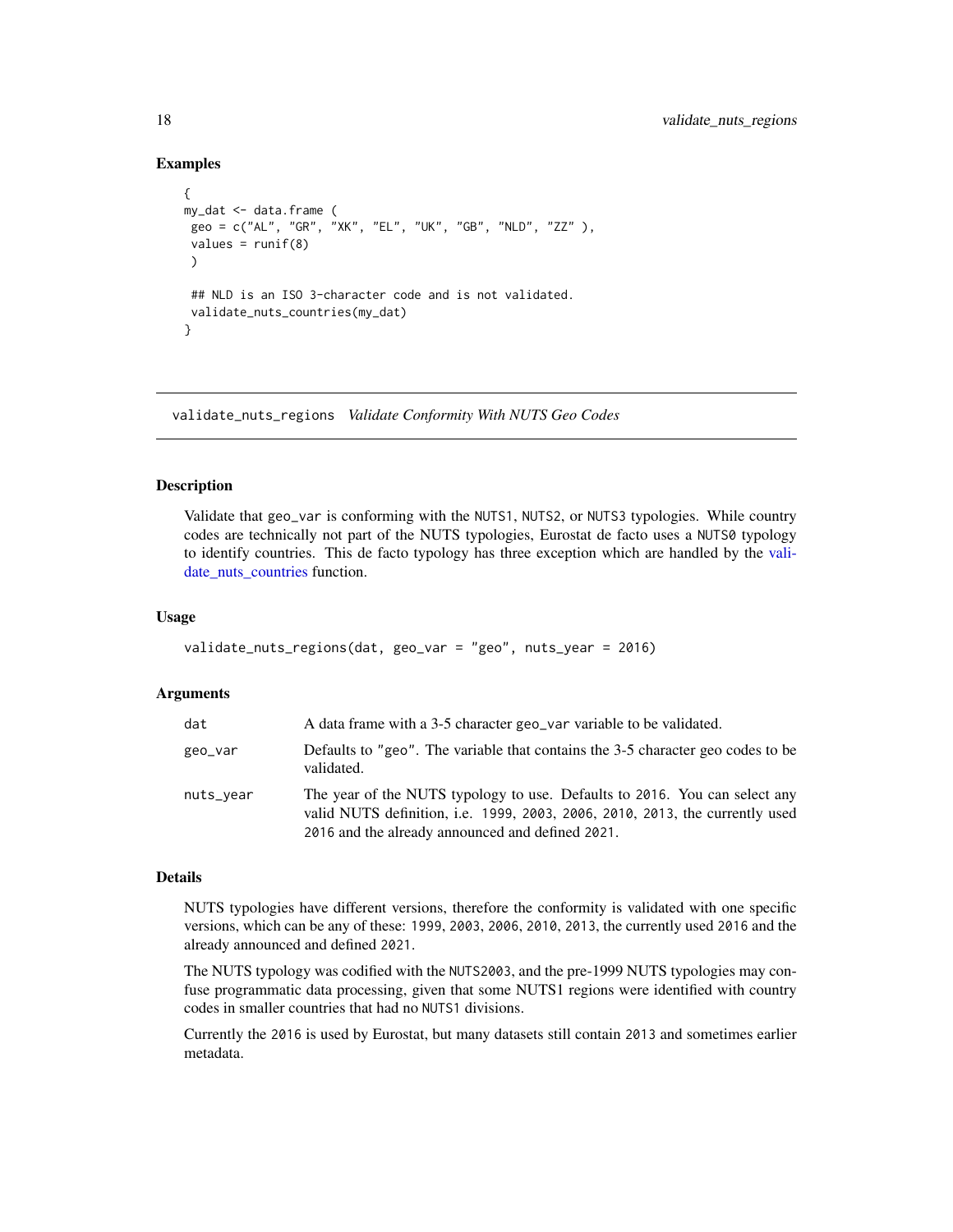## Examples

```
{
my_dat <- data.frame (
 geo = c("AL", "GR", "XK", "EL", "UK", "GB", "NLD", "ZZ" ),
 values = runif(8)
 )

 ## NLD is an ISO 3-character code and is not validated.
 validate_nuts_countries(my_dat)
}
```

---

# validate_nuts_regions *Validate Conformity With NUTS Geo Codes*

---

## Description

Validate that `geo_var` is conforming with the `NUTS1`, `NUTS2`, or `NUTS3` typologies. While country codes are technically not part of the NUTS typologies, Eurostat de facto uses a `NUTS0` typology to identify countries. This de facto typology has three exception which are handled by the validate_nuts_countries function.

## Usage

```
validate_nuts_regions(dat, geo_var = "geo", nuts_year = 2016)
```

## Arguments

| | |
|---|---|
| `dat` | A data frame with a 3-5 character `geo_var` variable to be validated. |
| `geo_var` | Defaults to `"geo"`. The variable that contains the 3-5 character geo codes to be validated. |
| `nuts_year` | The year of the NUTS typology to use. Defaults to `2016`. You can select any valid NUTS definition, i.e. `1999`, `2003`, `2006`, `2010`, `2013`, the currently used `2016` and the already announced and defined `2021`. |

## Details

NUTS typologies have different versions, therefore the conformity is validated with one specific versions, which can be any of these: `1999`, `2003`, `2006`, `2010`, `2013`, the currently used `2016` and the already announced and defined `2021`.

The NUTS typology was codified with the `NUTS2003`, and the pre-1999 NUTS typologies may confuse programmatic data processing, given that some NUTS1 regions were identified with country codes in smaller countries that had no `NUTS1` divisions.

Currently the `2016` is used by Eurostat, but many datasets still contain `2013` and sometimes earlier metadata.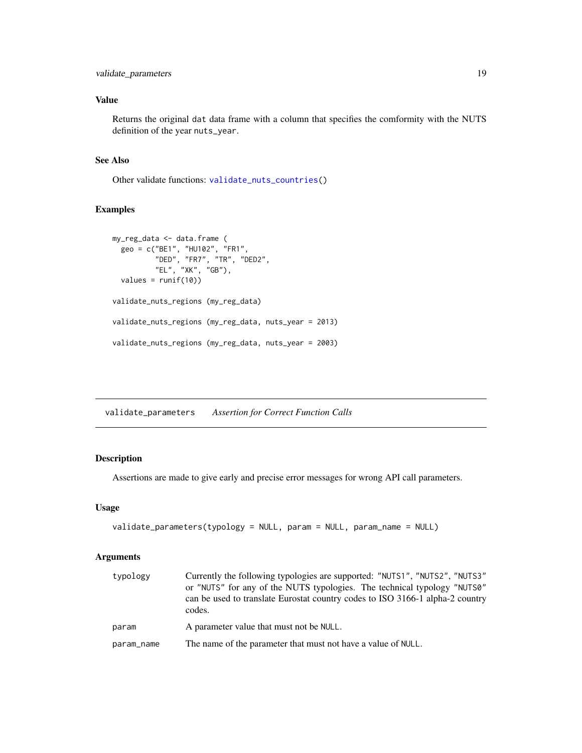### Value

Returns the original `dat` data frame with a column that specifies the comformity with the NUTS definition of the year `nuts_year`.

### See Also

Other validate functions: `validate_nuts_countries()`

### Examples

```
my_reg_data <- data.frame (
  geo = c("BE1", "HU102", "FR1",
          "DED", "FR7", "TR", "DED2",
          "EL", "XK", "GB"),
  values = runif(10))

validate_nuts_regions (my_reg_data)

validate_nuts_regions (my_reg_data, nuts_year = 2013)

validate_nuts_regions (my_reg_data, nuts_year = 2003)
```

---

## validate_parameters    *Assertion for Correct Function Calls*

### Description

Assertions are made to give early and precise error messages for wrong API call parameters.

### Usage

```
validate_parameters(typology = NULL, param = NULL, param_name = NULL)
```

### Arguments

| | |
|---|---|
| `typology` | Currently the following typologies are supported: `"NUTS1"`, `"NUTS2"`, `"NUTS3"` or `"NUTS"` for any of the NUTS typologies. The technical typology `"NUTS0"` can be used to translate Eurostat country codes to ISO 3166-1 alpha-2 country codes. |
| `param` | A parameter value that must not be `NULL`. |
| `param_name` | The name of the parameter that must not have a value of `NULL`. |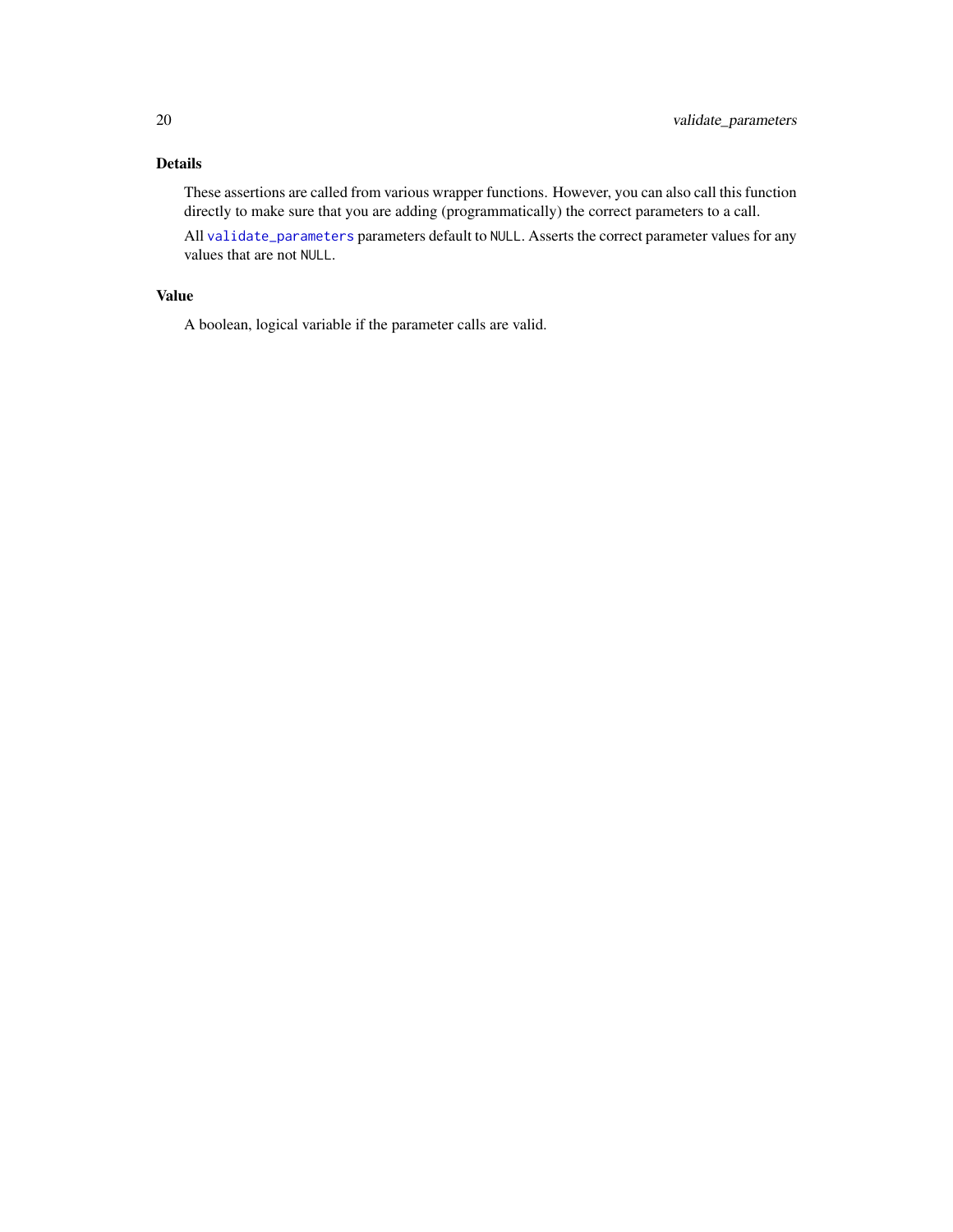## Details

These assertions are called from various wrapper functions. However, you can also call this function directly to make sure that you are adding (programmatically) the correct parameters to a call.

All `validate_parameters` parameters default to `NULL`. Asserts the correct parameter values for any values that are not `NULL`.

## Value

A boolean, logical variable if the parameter calls are valid.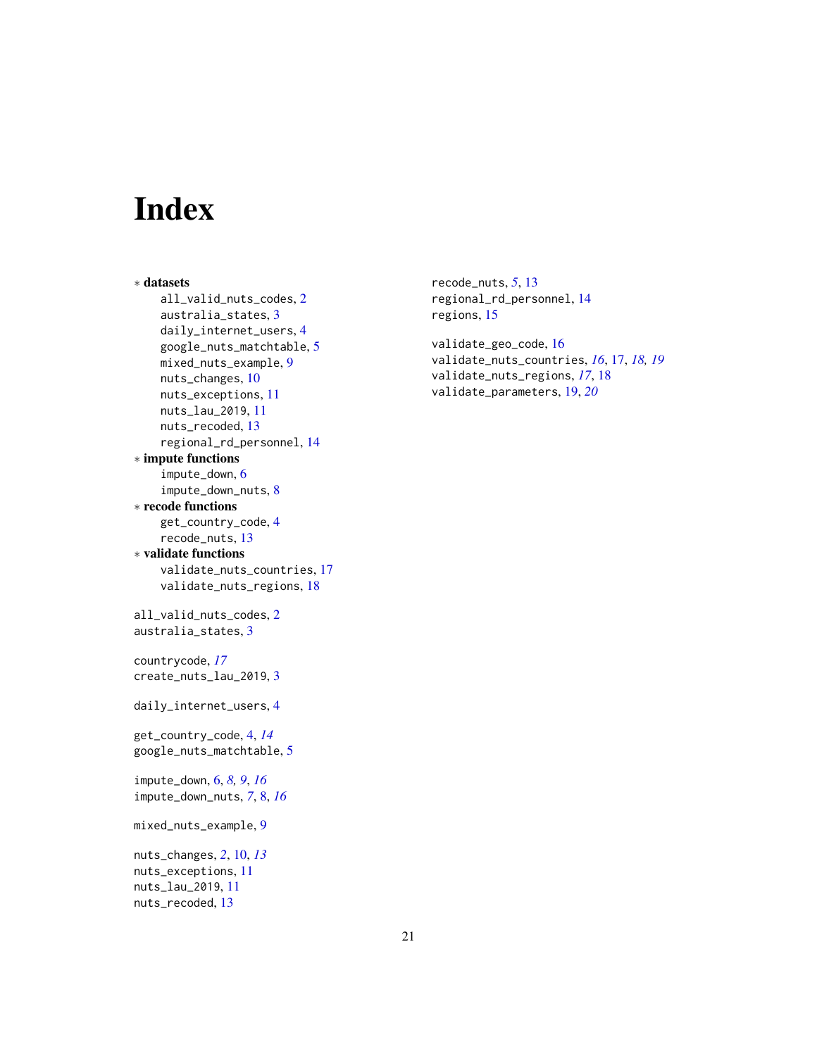# Index

∗ **datasets**

all_valid_nuts_codes, 2
australia_states, 3
daily_internet_users, 4
google_nuts_matchtable, 5
mixed_nuts_example, 9
nuts_changes, 10
nuts_exceptions, 11
nuts_lau_2019, 11
nuts_recoded, 13
regional_rd_personnel, 14

∗ **impute functions**

impute_down, 6
impute_down_nuts, 8

∗ **recode functions**

get_country_code, 4
recode_nuts, 13

∗ **validate functions**

validate_nuts_countries, 17
validate_nuts_regions, 18

all_valid_nuts_codes, 2
australia_states, 3

countrycode, *17*
create_nuts_lau_2019, 3

daily_internet_users, 4

get_country_code, 4, *14*
google_nuts_matchtable, 5

impute_down, 6, *8*, *9*, *16*
impute_down_nuts, *7*, 8, *16*

mixed_nuts_example, 9

nuts_changes, *2*, 10, *13*
nuts_exceptions, 11
nuts_lau_2019, 11
nuts_recoded, 13

recode_nuts, *5*, 13
regional_rd_personnel, 14
regions, 15

validate_geo_code, 16
validate_nuts_countries, *16*, 17, *18*, *19*
validate_nuts_regions, *17*, 18
validate_parameters, 19, *20*